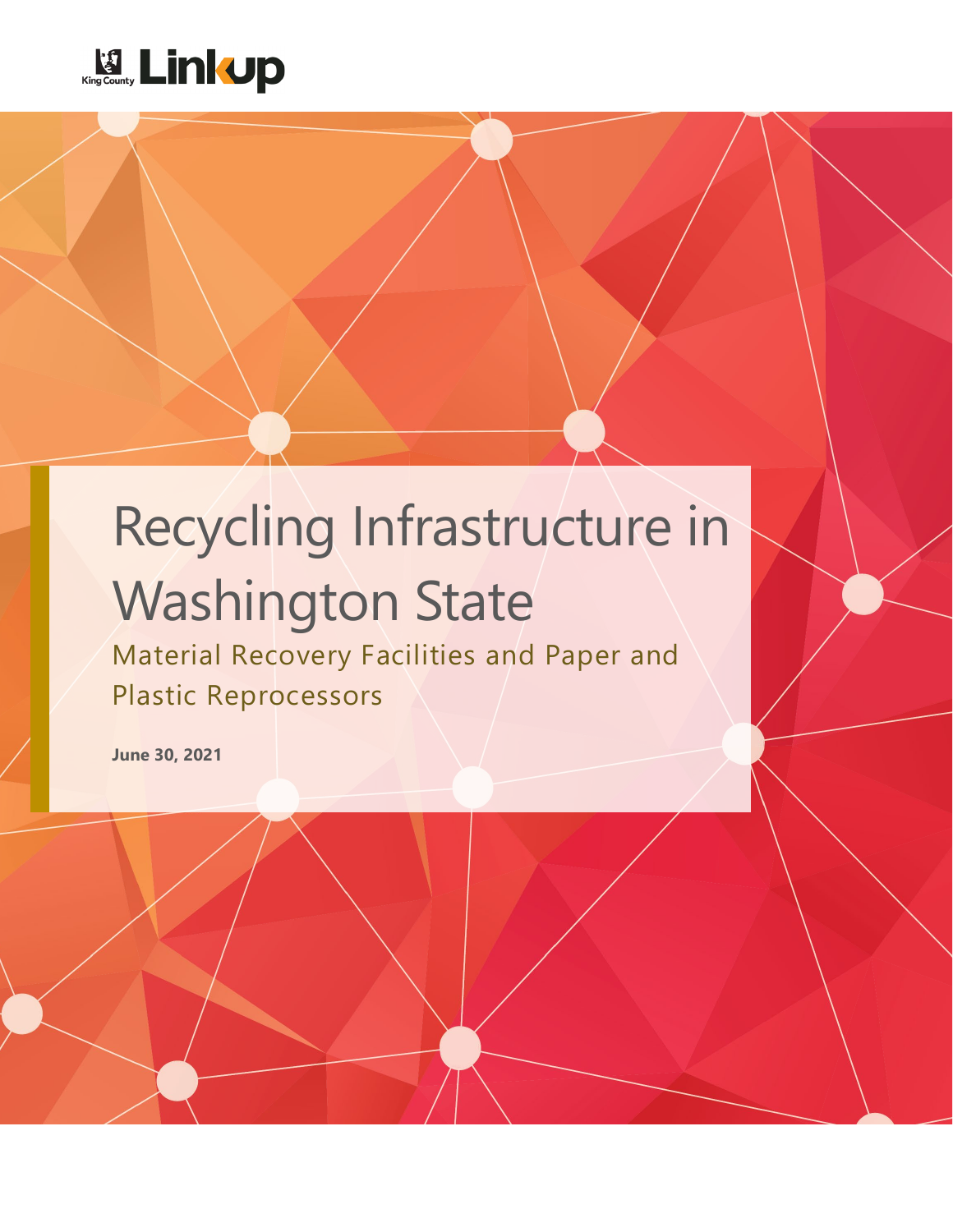King County Linkup

# Recycling Infrastructure in Washington State

## Material Recovery Facilities and Paper and Plastic Reprocessors

**June 30, 2021**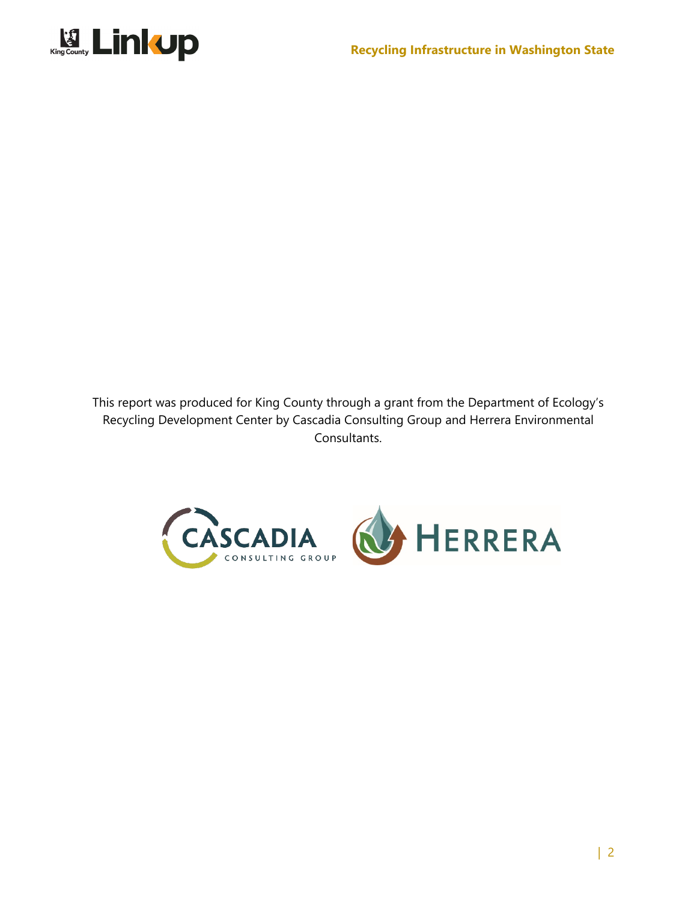This report was produced for King County through a grant from the Department of Ecology's Recycling Development Center by Cascadia Consulting Group and Herrera Environmental Consultants.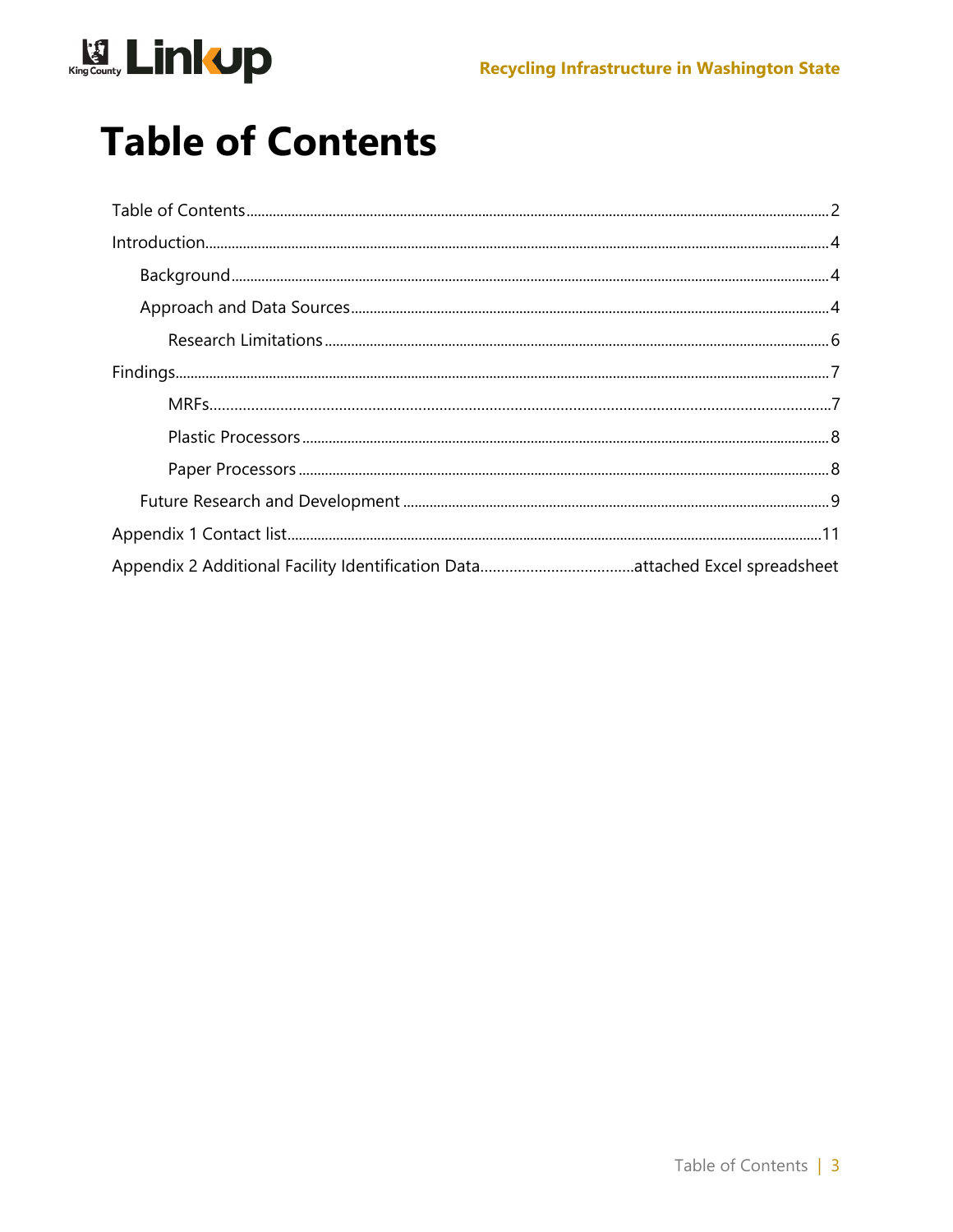# Table of Contents

- Table of Contents ..... 2
- Introduction ..... 4
  - Background ..... 4
  - Approach and Data Sources ..... 4
    - Research Limitations ..... 6
- Findings ..... 7
    - MRFs ..... 7
    - Plastic Processors ..... 8
    - Paper Processors ..... 8
  - Future Research and Development ..... 9
- Appendix 1 Contact list ..... 11
- Appendix 2 Additional Facility Identification Data ..... attached Excel spreadsheet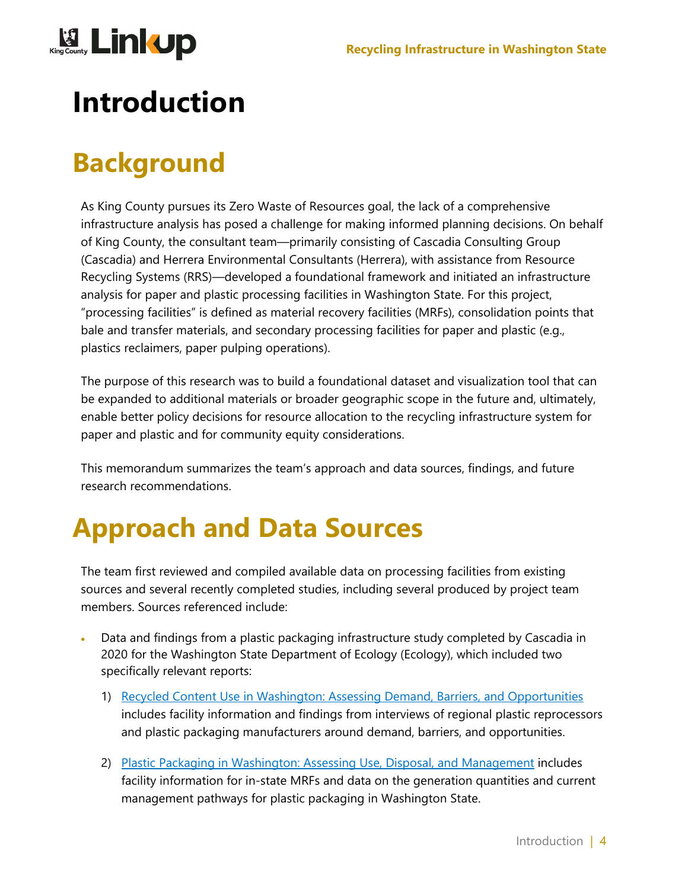# Introduction

## Background

As King County pursues its Zero Waste of Resources goal, the lack of a comprehensive infrastructure analysis has posed a challenge for making informed planning decisions. On behalf of King County, the consultant team—primarily consisting of Cascadia Consulting Group (Cascadia) and Herrera Environmental Consultants (Herrera), with assistance from Resource Recycling Systems (RRS)—developed a foundational framework and initiated an infrastructure analysis for paper and plastic processing facilities in Washington State. For this project, "processing facilities" is defined as material recovery facilities (MRFs), consolidation points that bale and transfer materials, and secondary processing facilities for paper and plastic (e.g., plastics reclaimers, paper pulping operations).

The purpose of this research was to build a foundational dataset and visualization tool that can be expanded to additional materials or broader geographic scope in the future and, ultimately, enable better policy decisions for resource allocation to the recycling infrastructure system for paper and plastic and for community equity considerations.

This memorandum summarizes the team's approach and data sources, findings, and future research recommendations.

## Approach and Data Sources

The team first reviewed and compiled available data on processing facilities from existing sources and several recently completed studies, including several produced by project team members. Sources referenced include:

- Data and findings from a plastic packaging infrastructure study completed by Cascadia in 2020 for the Washington State Department of Ecology (Ecology), which included two specifically relevant reports:
  1) Recycled Content Use in Washington: Assessing Demand, Barriers, and Opportunities includes facility information and findings from interviews of regional plastic reprocessors and plastic packaging manufacturers around demand, barriers, and opportunities.
  2) Plastic Packaging in Washington: Assessing Use, Disposal, and Management includes facility information for in-state MRFs and data on the generation quantities and current management pathways for plastic packaging in Washington State.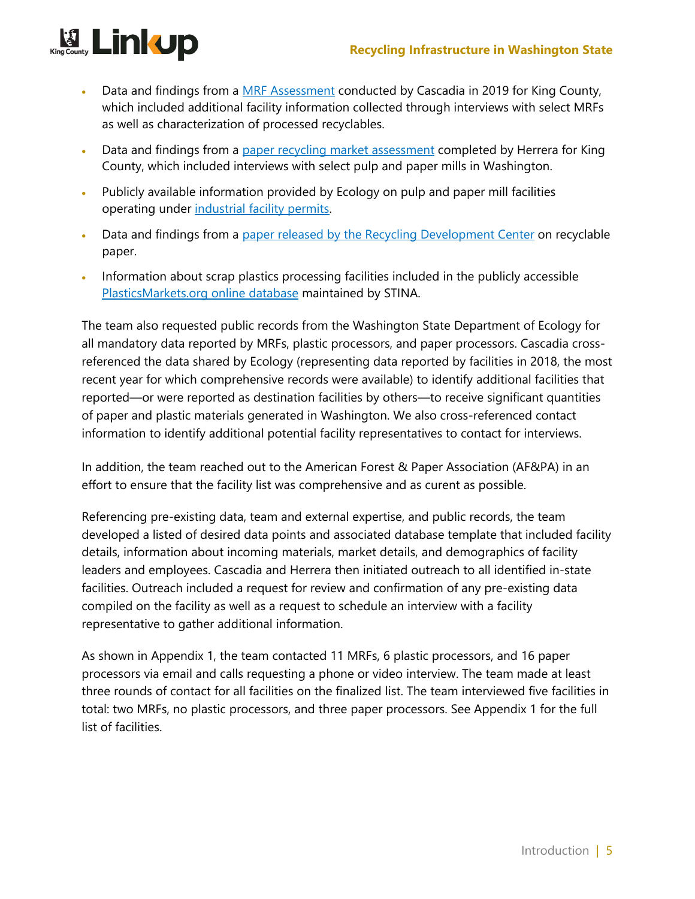- Data and findings from a MRF Assessment conducted by Cascadia in 2019 for King County, which included additional facility information collected through interviews with select MRFs as well as characterization of processed recyclables.
- Data and findings from a paper recycling market assessment completed by Herrera for King County, which included interviews with select pulp and paper mills in Washington.
- Publicly available information provided by Ecology on pulp and paper mill facilities operating under industrial facility permits.
- Data and findings from a paper released by the Recycling Development Center on recyclable paper.
- Information about scrap plastics processing facilities included in the publicly accessible PlasticsMarkets.org online database maintained by STINA.

The team also requested public records from the Washington State Department of Ecology for all mandatory data reported by MRFs, plastic processors, and paper processors. Cascadia cross-referenced the data shared by Ecology (representing data reported by facilities in 2018, the most recent year for which comprehensive records were available) to identify additional facilities that reported—or were reported as destination facilities by others—to receive significant quantities of paper and plastic materials generated in Washington. We also cross-referenced contact information to identify additional potential facility representatives to contact for interviews.

In addition, the team reached out to the American Forest & Paper Association (AF&PA) in an effort to ensure that the facility list was comprehensive and as curent as possible.

Referencing pre-existing data, team and external expertise, and public records, the team developed a listed of desired data points and associated database template that included facility details, information about incoming materials, market details, and demographics of facility leaders and employees. Cascadia and Herrera then initiated outreach to all identified in-state facilities. Outreach included a request for review and confirmation of any pre-existing data compiled on the facility as well as a request to schedule an interview with a facility representative to gather additional information.

As shown in Appendix 1, the team contacted 11 MRFs, 6 plastic processors, and 16 paper processors via email and calls requesting a phone or video interview. The team made at least three rounds of contact for all facilities on the finalized list. The team interviewed five facilities in total: two MRFs, no plastic processors, and three paper processors. See Appendix 1 for the full list of facilities.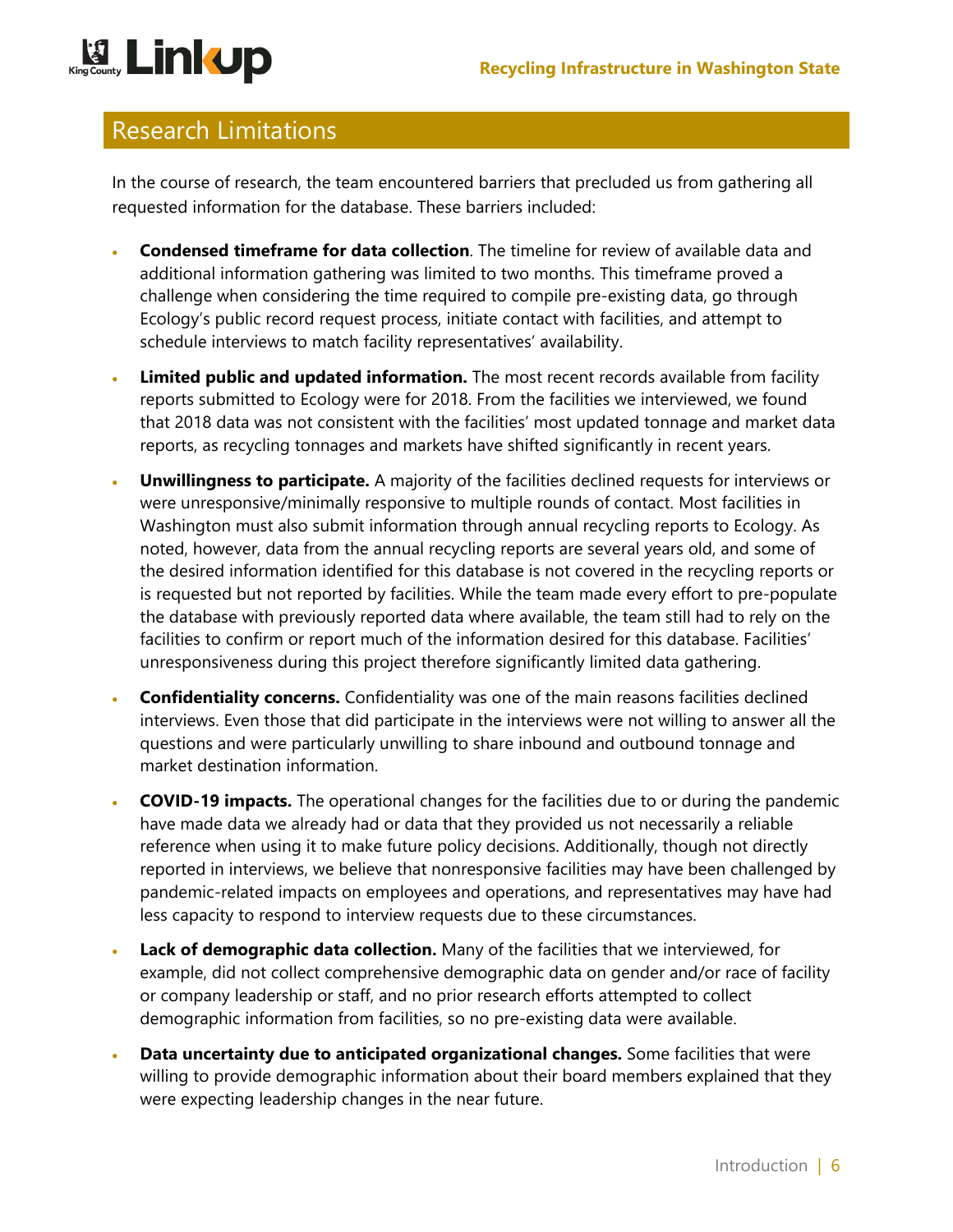## Research Limitations

In the course of research, the team encountered barriers that precluded us from gathering all requested information for the database. These barriers included:

- **Condensed timeframe for data collection**. The timeline for review of available data and additional information gathering was limited to two months. This timeframe proved a challenge when considering the time required to compile pre-existing data, go through Ecology's public record request process, initiate contact with facilities, and attempt to schedule interviews to match facility representatives' availability.
- **Limited public and updated information.** The most recent records available from facility reports submitted to Ecology were for 2018. From the facilities we interviewed, we found that 2018 data was not consistent with the facilities' most updated tonnage and market data reports, as recycling tonnages and markets have shifted significantly in recent years.
- **Unwillingness to participate.** A majority of the facilities declined requests for interviews or were unresponsive/minimally responsive to multiple rounds of contact. Most facilities in Washington must also submit information through annual recycling reports to Ecology. As noted, however, data from the annual recycling reports are several years old, and some of the desired information identified for this database is not covered in the recycling reports or is requested but not reported by facilities. While the team made every effort to pre-populate the database with previously reported data where available, the team still had to rely on the facilities to confirm or report much of the information desired for this database. Facilities' unresponsiveness during this project therefore significantly limited data gathering.
- **Confidentiality concerns.** Confidentiality was one of the main reasons facilities declined interviews. Even those that did participate in the interviews were not willing to answer all the questions and were particularly unwilling to share inbound and outbound tonnage and market destination information.
- **COVID-19 impacts.** The operational changes for the facilities due to or during the pandemic have made data we already had or data that they provided us not necessarily a reliable reference when using it to make future policy decisions. Additionally, though not directly reported in interviews, we believe that nonresponsive facilities may have been challenged by pandemic-related impacts on employees and operations, and representatives may have had less capacity to respond to interview requests due to these circumstances.
- **Lack of demographic data collection.** Many of the facilities that we interviewed, for example, did not collect comprehensive demographic data on gender and/or race of facility or company leadership or staff, and no prior research efforts attempted to collect demographic information from facilities, so no pre-existing data were available.
- **Data uncertainty due to anticipated organizational changes.** Some facilities that were willing to provide demographic information about their board members explained that they were expecting leadership changes in the near future.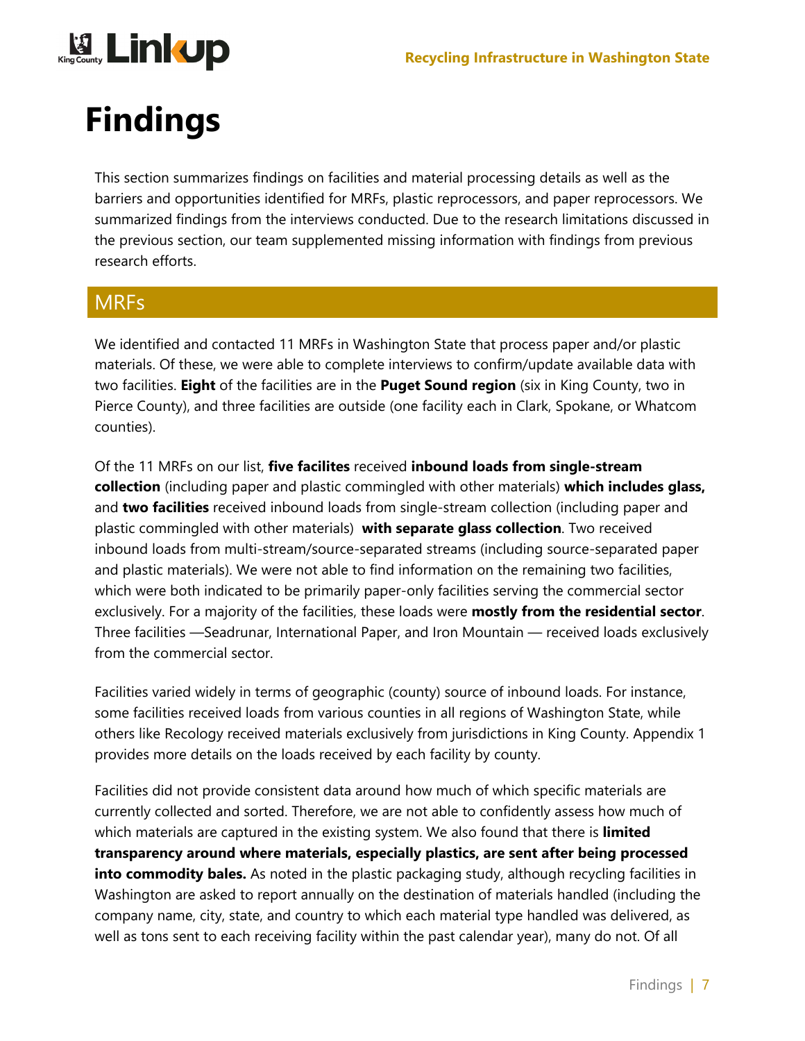# Findings

This section summarizes findings on facilities and material processing details as well as the barriers and opportunities identified for MRFs, plastic reprocessors, and paper reprocessors. We summarized findings from the interviews conducted. Due to the research limitations discussed in the previous section, our team supplemented missing information with findings from previous research efforts.

## MRFs

We identified and contacted 11 MRFs in Washington State that process paper and/or plastic materials. Of these, we were able to complete interviews to confirm/update available data with two facilities. **Eight** of the facilities are in the **Puget Sound region** (six in King County, two in Pierce County), and three facilities are outside (one facility each in Clark, Spokane, or Whatcom counties).

Of the 11 MRFs on our list, **five facilites** received **inbound loads from single-stream collection** (including paper and plastic commingled with other materials) **which includes glass,** and **two facilities** received inbound loads from single-stream collection (including paper and plastic commingled with other materials) **with separate glass collection**. Two received inbound loads from multi-stream/source-separated streams (including source-separated paper and plastic materials). We were not able to find information on the remaining two facilities, which were both indicated to be primarily paper-only facilities serving the commercial sector exclusively. For a majority of the facilities, these loads were **mostly from the residential sector**. Three facilities —Seadrunar, International Paper, and Iron Mountain — received loads exclusively from the commercial sector.

Facilities varied widely in terms of geographic (county) source of inbound loads. For instance, some facilities received loads from various counties in all regions of Washington State, while others like Recology received materials exclusively from jurisdictions in King County. Appendix 1 provides more details on the loads received by each facility by county.

Facilities did not provide consistent data around how much of which specific materials are currently collected and sorted. Therefore, we are not able to confidently assess how much of which materials are captured in the existing system. We also found that there is **limited transparency around where materials, especially plastics, are sent after being processed into commodity bales.** As noted in the plastic packaging study, although recycling facilities in Washington are asked to report annually on the destination of materials handled (including the company name, city, state, and country to which each material type handled was delivered, as well as tons sent to each receiving facility within the past calendar year), many do not. Of all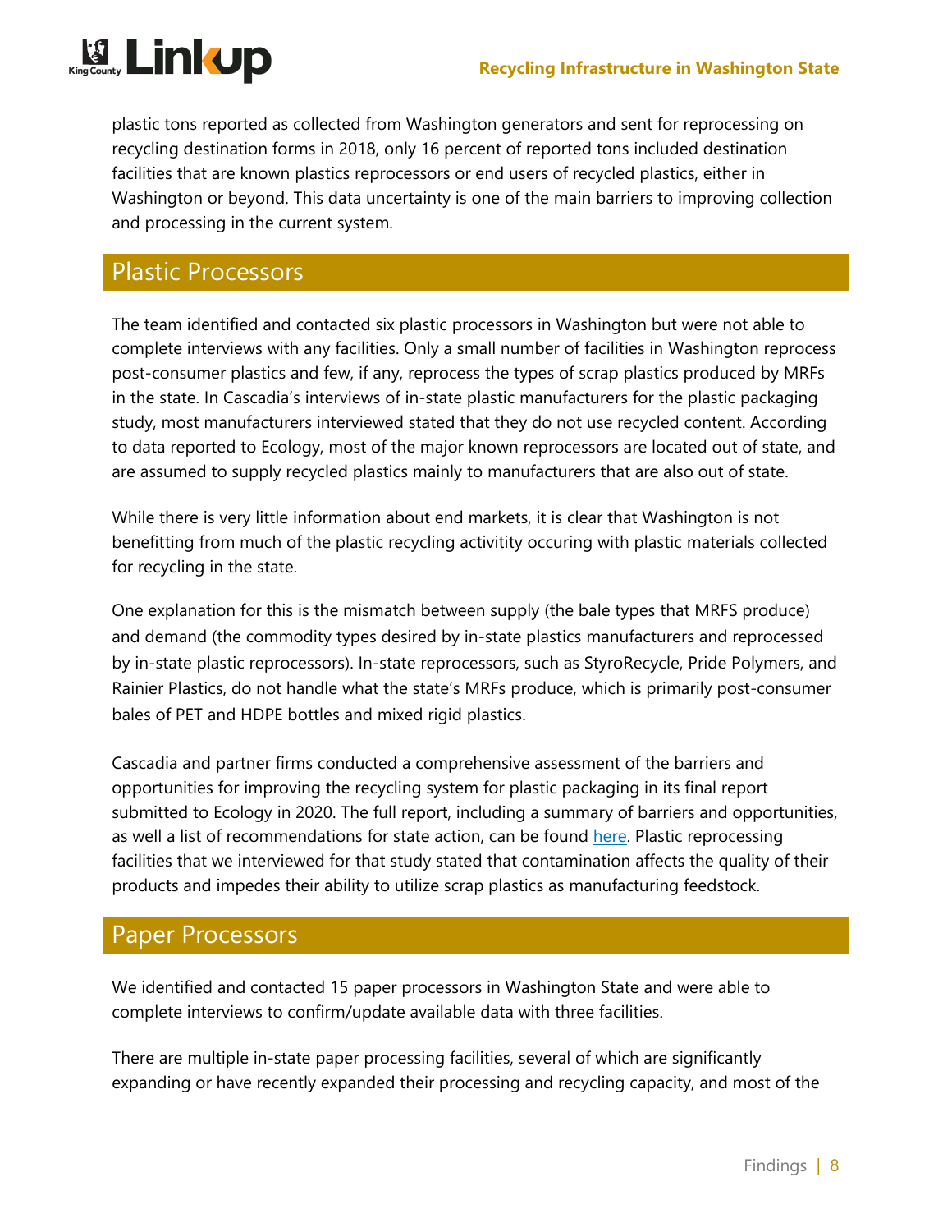plastic tons reported as collected from Washington generators and sent for reprocessing on recycling destination forms in 2018, only 16 percent of reported tons included destination facilities that are known plastics reprocessors or end users of recycled plastics, either in Washington or beyond. This data uncertainty is one of the main barriers to improving collection and processing in the current system.

## Plastic Processors

The team identified and contacted six plastic processors in Washington but were not able to complete interviews with any facilities. Only a small number of facilities in Washington reprocess post-consumer plastics and few, if any, reprocess the types of scrap plastics produced by MRFs in the state. In Cascadia's interviews of in-state plastic manufacturers for the plastic packaging study, most manufacturers interviewed stated that they do not use recycled content. According to data reported to Ecology, most of the major known reprocessors are located out of state, and are assumed to supply recycled plastics mainly to manufacturers that are also out of state.

While there is very little information about end markets, it is clear that Washington is not benefitting from much of the plastic recycling activity occuring with plastic materials collected for recycling in the state.

One explanation for this is the mismatch between supply (the bale types that MRFS produce) and demand (the commodity types desired by in-state plastics manufacturers and reprocessed by in-state plastic reprocessors). In-state reprocessors, such as StyroRecycle, Pride Polymers, and Rainier Plastics, do not handle what the state's MRFs produce, which is primarily post-consumer bales of PET and HDPE bottles and mixed rigid plastics.

Cascadia and partner firms conducted a comprehensive assessment of the barriers and opportunities for improving the recycling system for plastic packaging in its final report submitted to Ecology in 2020. The full report, including a summary of barriers and opportunities, as well a list of recommendations for state action, can be found here. Plastic reprocessing facilities that we interviewed for that study stated that contamination affects the quality of their products and impedes their ability to utilize scrap plastics as manufacturing feedstock.

## Paper Processors

We identified and contacted 15 paper processors in Washington State and were able to complete interviews to confirm/update available data with three facilities.

There are multiple in-state paper processing facilities, several of which are significantly expanding or have recently expanded their processing and recycling capacity, and most of the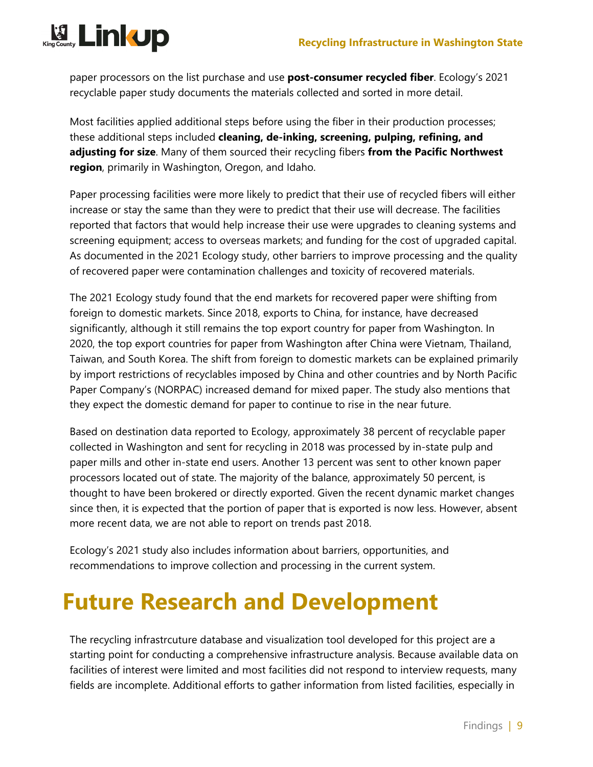paper processors on the list purchase and use **post-consumer recycled fiber**. Ecology's 2021 recyclable paper study documents the materials collected and sorted in more detail.

Most facilities applied additional steps before using the fiber in their production processes; these additional steps included **cleaning, de-inking, screening, pulping, refining, and adjusting for size**. Many of them sourced their recycling fibers **from the Pacific Northwest region**, primarily in Washington, Oregon, and Idaho.

Paper processing facilities were more likely to predict that their use of recycled fibers will either increase or stay the same than they were to predict that their use will decrease. The facilities reported that factors that would help increase their use were upgrades to cleaning systems and screening equipment; access to overseas markets; and funding for the cost of upgraded capital. As documented in the 2021 Ecology study, other barriers to improve processing and the quality of recovered paper were contamination challenges and toxicity of recovered materials.

The 2021 Ecology study found that the end markets for recovered paper were shifting from foreign to domestic markets. Since 2018, exports to China, for instance, have decreased significantly, although it still remains the top export country for paper from Washington. In 2020, the top export countries for paper from Washington after China were Vietnam, Thailand, Taiwan, and South Korea. The shift from foreign to domestic markets can be explained primarily by import restrictions of recyclables imposed by China and other countries and by North Pacific Paper Company's (NORPAC) increased demand for mixed paper. The study also mentions that they expect the domestic demand for paper to continue to rise in the near future.

Based on destination data reported to Ecology, approximately 38 percent of recyclable paper collected in Washington and sent for recycling in 2018 was processed by in-state pulp and paper mills and other in-state end users. Another 13 percent was sent to other known paper processors located out of state. The majority of the balance, approximately 50 percent, is thought to have been brokered or directly exported. Given the recent dynamic market changes since then, it is expected that the portion of paper that is exported is now less. However, absent more recent data, we are not able to report on trends past 2018.

Ecology's 2021 study also includes information about barriers, opportunities, and recommendations to improve collection and processing in the current system.

# Future Research and Development

The recycling infrastrcuture database and visualization tool developed for this project are a starting point for conducting a comprehensive infrastructure analysis. Because available data on facilities of interest were limited and most facilities did not respond to interview requests, many fields are incomplete. Additional efforts to gather information from listed facilities, especially in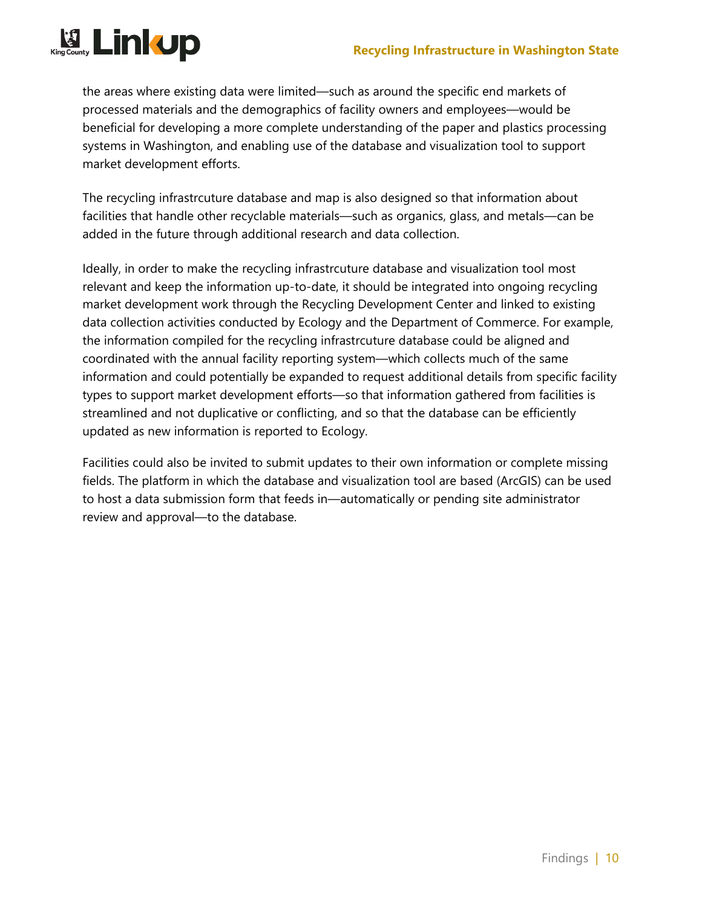the areas where existing data were limited—such as around the specific end markets of processed materials and the demographics of facility owners and employees—would be beneficial for developing a more complete understanding of the paper and plastics processing systems in Washington, and enabling use of the database and visualization tool to support market development efforts.

The recycling infrastrcuture database and map is also designed so that information about facilities that handle other recyclable materials—such as organics, glass, and metals—can be added in the future through additional research and data collection.

Ideally, in order to make the recycling infrastrcuture database and visualization tool most relevant and keep the information up-to-date, it should be integrated into ongoing recycling market development work through the Recycling Development Center and linked to existing data collection activities conducted by Ecology and the Department of Commerce. For example, the information compiled for the recycling infrastrcuture database could be aligned and coordinated with the annual facility reporting system—which collects much of the same information and could potentially be expanded to request additional details from specific facility types to support market development efforts—so that information gathered from facilities is streamlined and not duplicative or conflicting, and so that the database can be efficiently updated as new information is reported to Ecology.

Facilities could also be invited to submit updates to their own information or complete missing fields. The platform in which the database and visualization tool are based (ArcGIS) can be used to host a data submission form that feeds in—automatically or pending site administrator review and approval—to the database.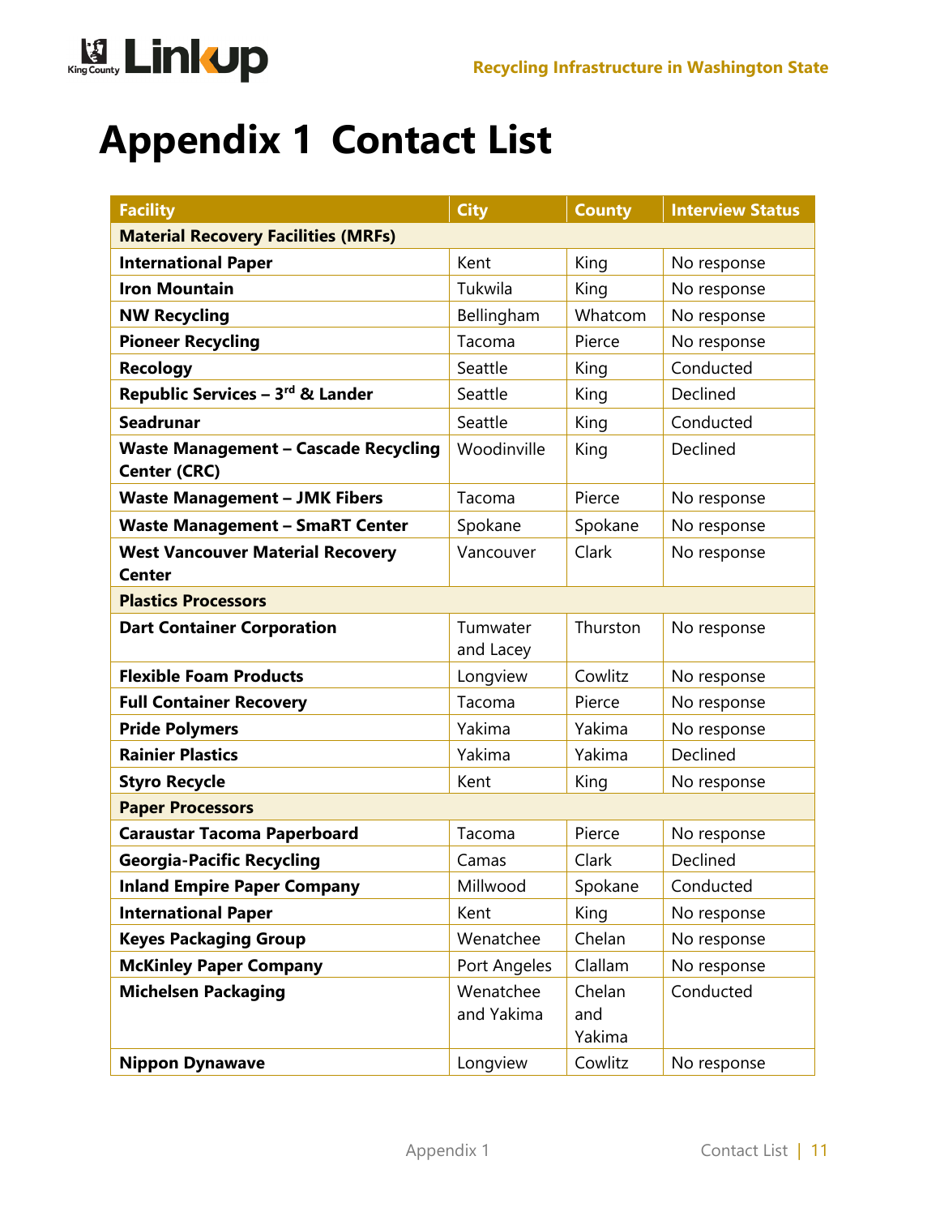# Appendix 1 Contact List

| Facility | City | County | Interview Status |
|---|---|---|---|
| **Material Recovery Facilities (MRFs)** | | | |
| **International Paper** | Kent | King | No response |
| **Iron Mountain** | Tukwila | King | No response |
| **NW Recycling** | Bellingham | Whatcom | No response |
| **Pioneer Recycling** | Tacoma | Pierce | No response |
| **Recology** | Seattle | King | Conducted |
| **Republic Services – 3rd & Lander** | Seattle | King | Declined |
| **Seadrunar** | Seattle | King | Conducted |
| **Waste Management – Cascade Recycling Center (CRC)** | Woodinville | King | Declined |
| **Waste Management – JMK Fibers** | Tacoma | Pierce | No response |
| **Waste Management – SmaRT Center** | Spokane | Spokane | No response |
| **West Vancouver Material Recovery Center** | Vancouver | Clark | No response |
| **Plastics Processors** | | | |
| **Dart Container Corporation** | Tumwater and Lacey | Thurston | No response |
| **Flexible Foam Products** | Longview | Cowlitz | No response |
| **Full Container Recovery** | Tacoma | Pierce | No response |
| **Pride Polymers** | Yakima | Yakima | No response |
| **Rainier Plastics** | Yakima | Yakima | Declined |
| **Styro Recycle** | Kent | King | No response |
| **Paper Processors** | | | |
| **Caraustar Tacoma Paperboard** | Tacoma | Pierce | No response |
| **Georgia-Pacific Recycling** | Camas | Clark | Declined |
| **Inland Empire Paper Company** | Millwood | Spokane | Conducted |
| **International Paper** | Kent | King | No response |
| **Keyes Packaging Group** | Wenatchee | Chelan | No response |
| **McKinley Paper Company** | Port Angeles | Clallam | No response |
| **Michelsen Packaging** | Wenatchee and Yakima | Chelan and Yakima | Conducted |
| **Nippon Dynawave** | Longview | Cowlitz | No response |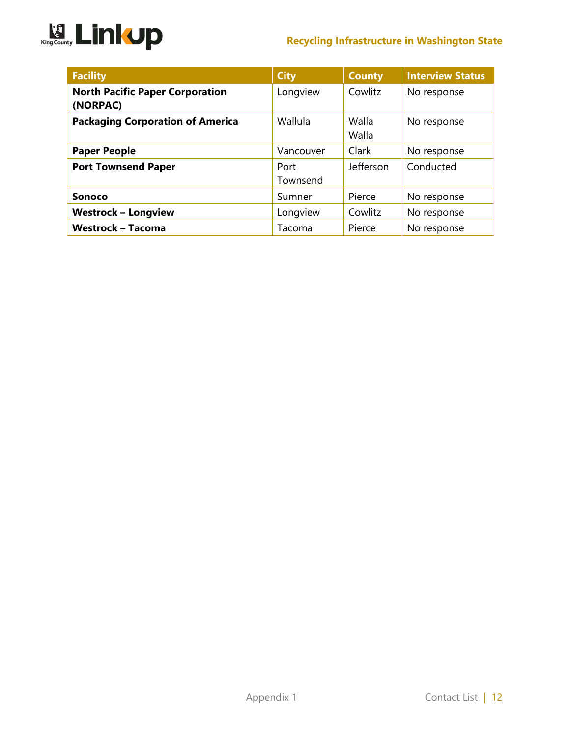| Facility | City | County | Interview Status |
| --- | --- | --- | --- |
| **North Pacific Paper Corporation (NORPAC)** | Longview | Cowlitz | No response |
| **Packaging Corporation of America** | Wallula | Walla Walla | No response |
| **Paper People** | Vancouver | Clark | No response |
| **Port Townsend Paper** | Port Townsend | Jefferson | Conducted |
| **Sonoco** | Sumner | Pierce | No response |
| **Westrock – Longview** | Longview | Cowlitz | No response |
| **Westrock – Tacoma** | Tacoma | Pierce | No response |